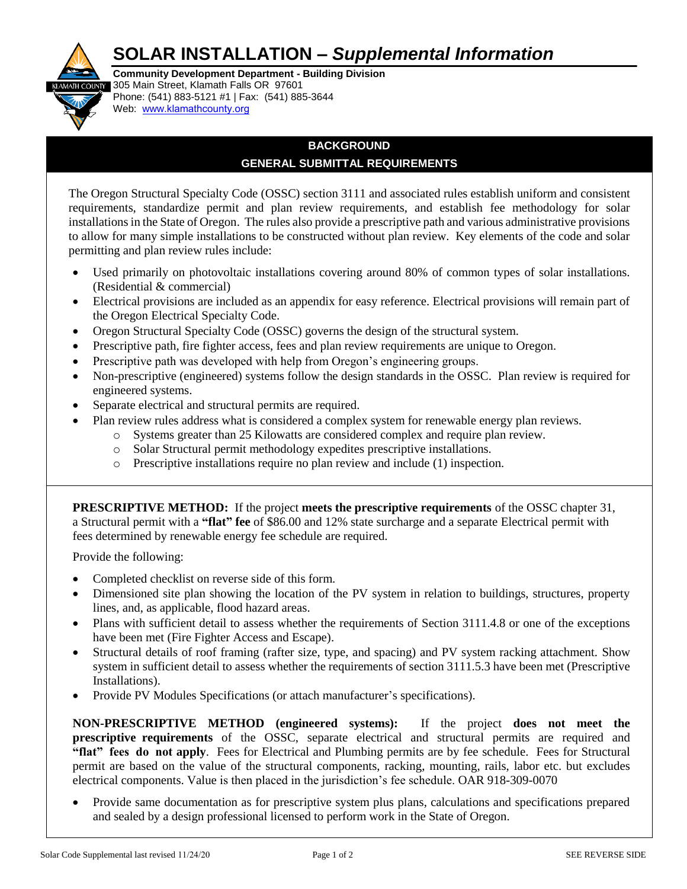# SOLAR INSTALLATION – *Supplemental Information*

**Community Development Department - Building Division**
305 Main Street, Klamath Falls OR 97601
Phone: (541) 883-5121 #1 | Fax: (541) 885-3644
Web: www.klamathcounty.org

## BACKGROUND
## GENERAL SUBMITTAL REQUIREMENTS

The Oregon Structural Specialty Code (OSSC) section 3111 and associated rules establish uniform and consistent requirements, standardize permit and plan review requirements, and establish fee methodology for solar installations in the State of Oregon. The rules also provide a prescriptive path and various administrative provisions to allow for many simple installations to be constructed without plan review. Key elements of the code and solar permitting and plan review rules include:

- Used primarily on photovoltaic installations covering around 80% of common types of solar installations. (Residential & commercial)
- Electrical provisions are included as an appendix for easy reference. Electrical provisions will remain part of the Oregon Electrical Specialty Code.
- Oregon Structural Specialty Code (OSSC) governs the design of the structural system.
- Prescriptive path, fire fighter access, fees and plan review requirements are unique to Oregon.
- Prescriptive path was developed with help from Oregon's engineering groups.
- Non-prescriptive (engineered) systems follow the design standards in the OSSC. Plan review is required for engineered systems.
- Separate electrical and structural permits are required.
- Plan review rules address what is considered a complex system for renewable energy plan reviews.
  - Systems greater than 25 Kilowatts are considered complex and require plan review.
  - Solar Structural permit methodology expedites prescriptive installations.
  - Prescriptive installations require no plan review and include (1) inspection.

**PRESCRIPTIVE METHOD:** If the project **meets the prescriptive requirements** of the OSSC chapter 31, a Structural permit with a **"flat" fee** of $86.00 and 12% state surcharge and a separate Electrical permit with fees determined by renewable energy fee schedule are required.

Provide the following:

- Completed checklist on reverse side of this form.
- Dimensioned site plan showing the location of the PV system in relation to buildings, structures, property lines, and, as applicable, flood hazard areas.
- Plans with sufficient detail to assess whether the requirements of Section 3111.4.8 or one of the exceptions have been met (Fire Fighter Access and Escape).
- Structural details of roof framing (rafter size, type, and spacing) and PV system racking attachment. Show system in sufficient detail to assess whether the requirements of section 3111.5.3 have been met (Prescriptive Installations).
- Provide PV Modules Specifications (or attach manufacturer's specifications).

**NON-PRESCRIPTIVE METHOD (engineered systems):** If the project **does not meet the prescriptive requirements** of the OSSC, separate electrical and structural permits are required and **"flat" fees do not apply**. Fees for Electrical and Plumbing permits are by fee schedule. Fees for Structural permit are based on the value of the structural components, racking, mounting, rails, labor etc. but excludes electrical components. Value is then placed in the jurisdiction's fee schedule. OAR 918-309-0070

- Provide same documentation as for prescriptive system plus plans, calculations and specifications prepared and sealed by a design professional licensed to perform work in the State of Oregon.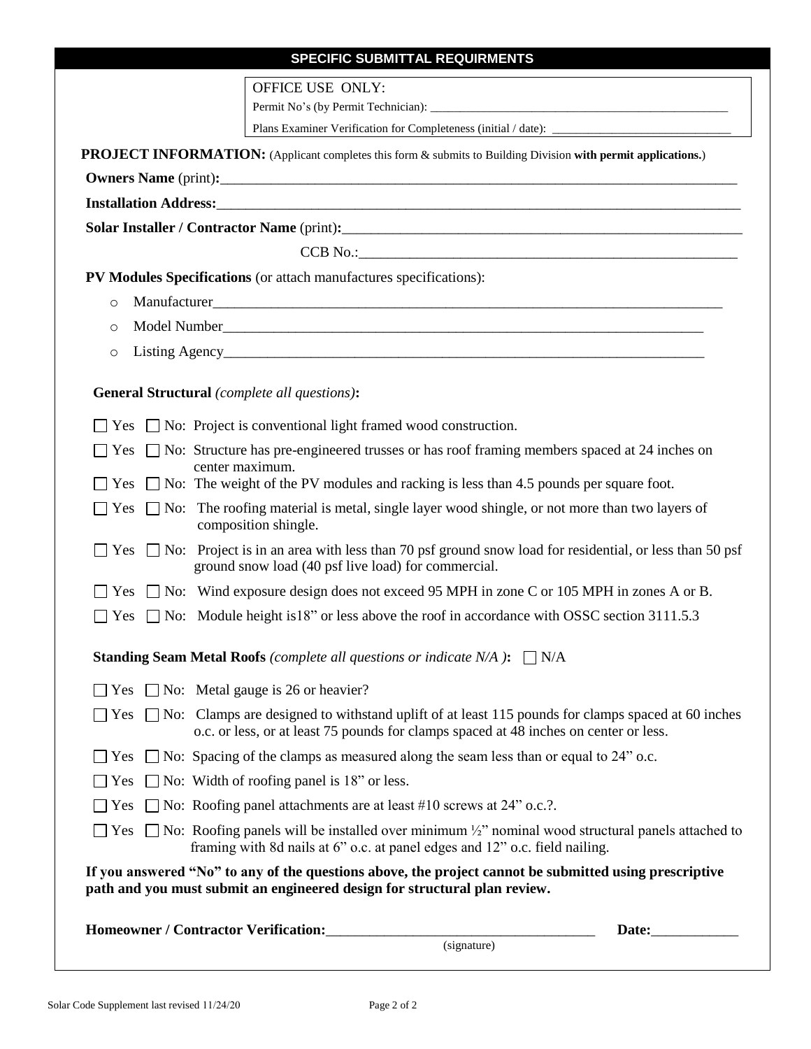## SPECIFIC SUBMITTAL REQUIRMENTS

OFFICE USE ONLY:

Permit No's (by Permit Technician): ___________________________________________

Plans Examiner Verification for Completeness (initial / date): __________________________

**PROJECT INFORMATION:** (Applicant completes this form & submits to Building Division **with permit applications.**)

**Owners Name** (print)**:**___________________________________________________________________

**Installation Address:**_______________________________________________________________________

**Solar Installer / Contractor Name** (print)**:**_____________________________________________________

CCB No.:_______________________________________________________

**PV Modules Specifications** (or attach manufactures specifications):

- Manufacturer_______________________________________________________________________
- Model Number____________________________________________________________________
- Listing Agency____________________________________________________________________

**General Structural** *(complete all questions)***:**

☐ Yes ☐ No: Project is conventional light framed wood construction.

☐ Yes ☐ No: Structure has pre-engineered trusses or has roof framing members spaced at 24 inches on center maximum.

☐ Yes ☐ No: The weight of the PV modules and racking is less than 4.5 pounds per square foot.

☐ Yes ☐ No: The roofing material is metal, single layer wood shingle, or not more than two layers of composition shingle.

☐ Yes ☐ No: Project is in an area with less than 70 psf ground snow load for residential, or less than 50 psf ground snow load (40 psf live load) for commercial.

☐ Yes ☐ No: Wind exposure design does not exceed 95 MPH in zone C or 105 MPH in zones A or B.

☐ Yes ☐ No: Module height is18" or less above the roof in accordance with OSSC section 3111.5.3

**Standing Seam Metal Roofs** *(complete all questions or indicate N/A )***:** ☐ N/A

☐ Yes ☐ No: Metal gauge is 26 or heavier?

☐ Yes ☐ No: Clamps are designed to withstand uplift of at least 115 pounds for clamps spaced at 60 inches o.c. or less, or at least 75 pounds for clamps spaced at 48 inches on center or less.

☐ Yes ☐ No: Spacing of the clamps as measured along the seam less than or equal to 24" o.c.

☐ Yes ☐ No: Width of roofing panel is 18" or less.

☐ Yes ☐ No: Roofing panel attachments are at least #10 screws at 24" o.c.?.

☐ Yes ☐ No: Roofing panels will be installed over minimum ½" nominal wood structural panels attached to framing with 8d nails at 6" o.c. at panel edges and 12" o.c. field nailing.

**If you answered "No" to any of the questions above, the project cannot be submitted using prescriptive path and you must submit an engineered design for structural plan review.**

**Homeowner / Contractor Verification:**_____________________________________ **Date:**____________

(signature)

Solar Code Supplement last revised 11/24/20